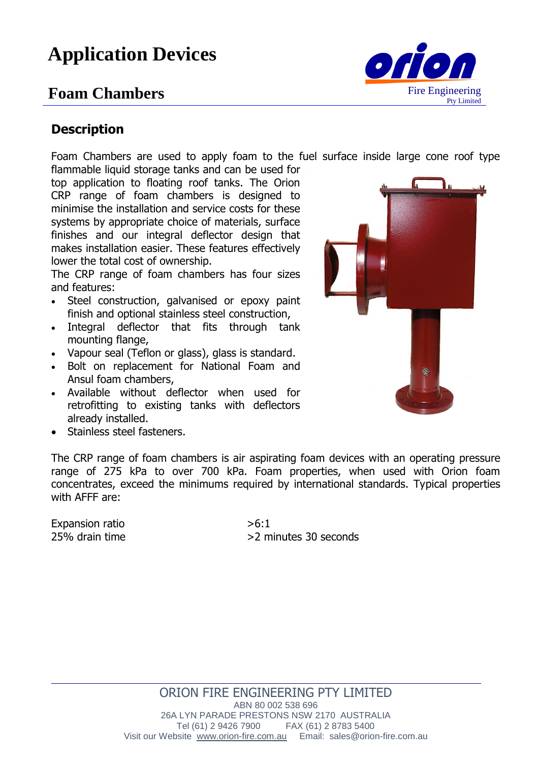# Application Devices

## Foam Chambers

### Description

Foam Chambers are used to apply foam to the fuel surface inside large cone roof type flammable liquid storage tanks and can be used for top application to floating roof tanks. The Orion CRP range of foam chambers is designed to minimise the installation and service costs for these systems by appropriate choice of materials, surface finishes and our integral deflector design that makes installation easier. These features effectively lower the total cost of ownership.

The CRP range of foam chambers has four sizes and features:

- Steel construction, galvanised or epoxy paint finish and optional stainless steel construction,
- Integral deflector that fits through tank mounting flange,
- Vapour seal (Teflon or glass), glass is standard.
- Bolt on replacement for National Foam and Ansul foam chambers,
- Available without deflector when used for retrofitting to existing tanks with deflectors already installed.
- Stainless steel fasteners.

The CRP range of foam chambers is air aspirating foam devices with an operating pressure range of 275 kPa to over 700 kPa. Foam properties, when used with Orion foam concentrates, exceed the minimums required by international standards. Typical properties with AFFF are:

| | |
|---|---|
| Expansion ratio | >6:1 |
| 25% drain time | >2 minutes 30 seconds |

ORION FIRE ENGINEERING PTY LIMITED
ABN 80 002 538 696
26A LYN PARADE PRESTONS NSW 2170 AUSTRALIA
Tel (61) 2 9426 7900 FAX (61) 2 8783 5400
Visit our Website www.orion-fire.com.au Email: sales@orion-fire.com.au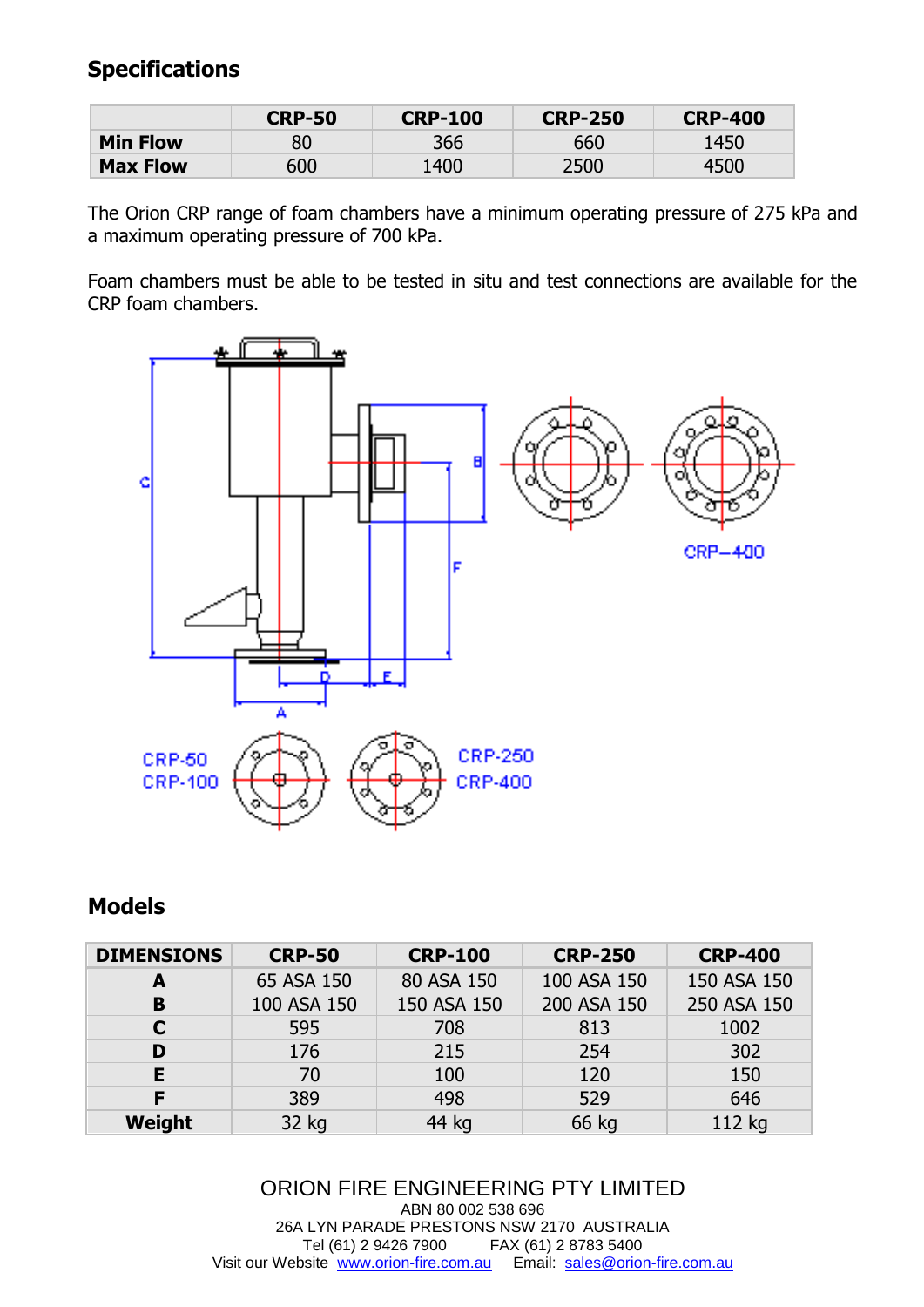## Specifications

| | CRP-50 | CRP-100 | CRP-250 | CRP-400 |
|---|---|---|---|---|
| **Min Flow** | 80 | 366 | 660 | 1450 |
| **Max Flow** | 600 | 1400 | 2500 | 4500 |

The Orion CRP range of foam chambers have a minimum operating pressure of 275 kPa and a maximum operating pressure of 700 kPa.

Foam chambers must be able to be tested in situ and test connections are available for the CRP foam chambers.

## Models

| DIMENSIONS | CRP-50 | CRP-100 | CRP-250 | CRP-400 |
|---|---|---|---|---|
| **A** | 65 ASA 150 | 80 ASA 150 | 100 ASA 150 | 150 ASA 150 |
| **B** | 100 ASA 150 | 150 ASA 150 | 200 ASA 150 | 250 ASA 150 |
| **C** | 595 | 708 | 813 | 1002 |
| **D** | 176 | 215 | 254 | 302 |
| **E** | 70 | 100 | 120 | 150 |
| **F** | 389 | 498 | 529 | 646 |
| **Weight** | 32 kg | 44 kg | 66 kg | 112 kg |

ORION FIRE ENGINEERING PTY LIMITED
ABN 80 002 538 696
26A LYN PARADE PRESTONS NSW 2170 AUSTRALIA
Tel (61) 2 9426 7900 FAX (61) 2 8783 5400
Visit our Website www.orion-fire.com.au Email: sales@orion-fire.com.au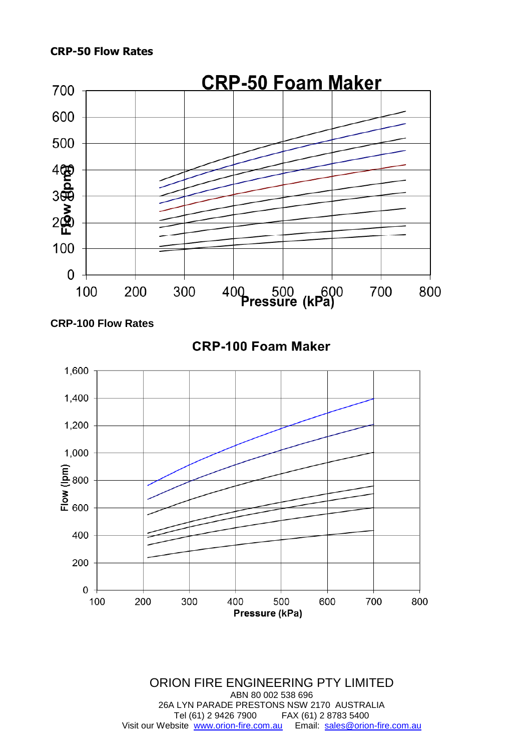**CRP-50 Flow Rates**

**CRP-100 Flow Rates**

ORION FIRE ENGINEERING PTY LIMITED
ABN 80 002 538 696
26A LYN PARADE PRESTONS NSW 2170 AUSTRALIA
Tel (61) 2 9426 7900 FAX (61) 2 8783 5400
Visit our Website [www.orion-fire.com.au](http://www.orion-fire.com.au) Email: [sales@orion-fire.com.au](mailto:sales@orion-fire.com.au)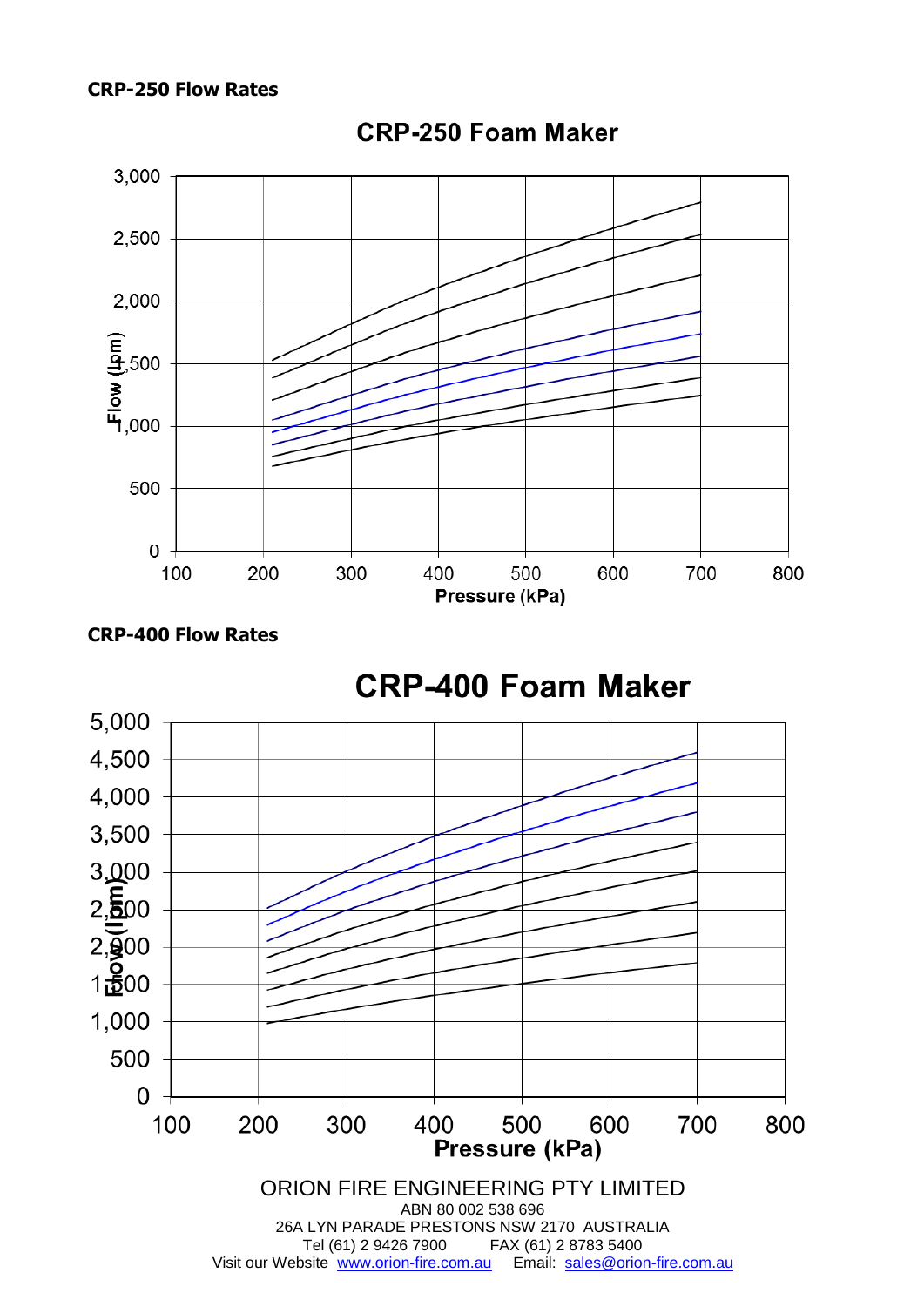**CRP-250 Flow Rates**

**CRP-400 Flow Rates**

ORION FIRE ENGINEERING PTY LIMITED
ABN 80 002 538 696
26A LYN PARADE PRESTONS NSW 2170 AUSTRALIA
Tel (61) 2 9426 7900 FAX (61) 2 8783 5400
Visit our Website [www.orion-fire.com.au](http://www.orion-fire.com.au) Email: [sales@orion-fire.com.au](mailto:sales@orion-fire.com.au)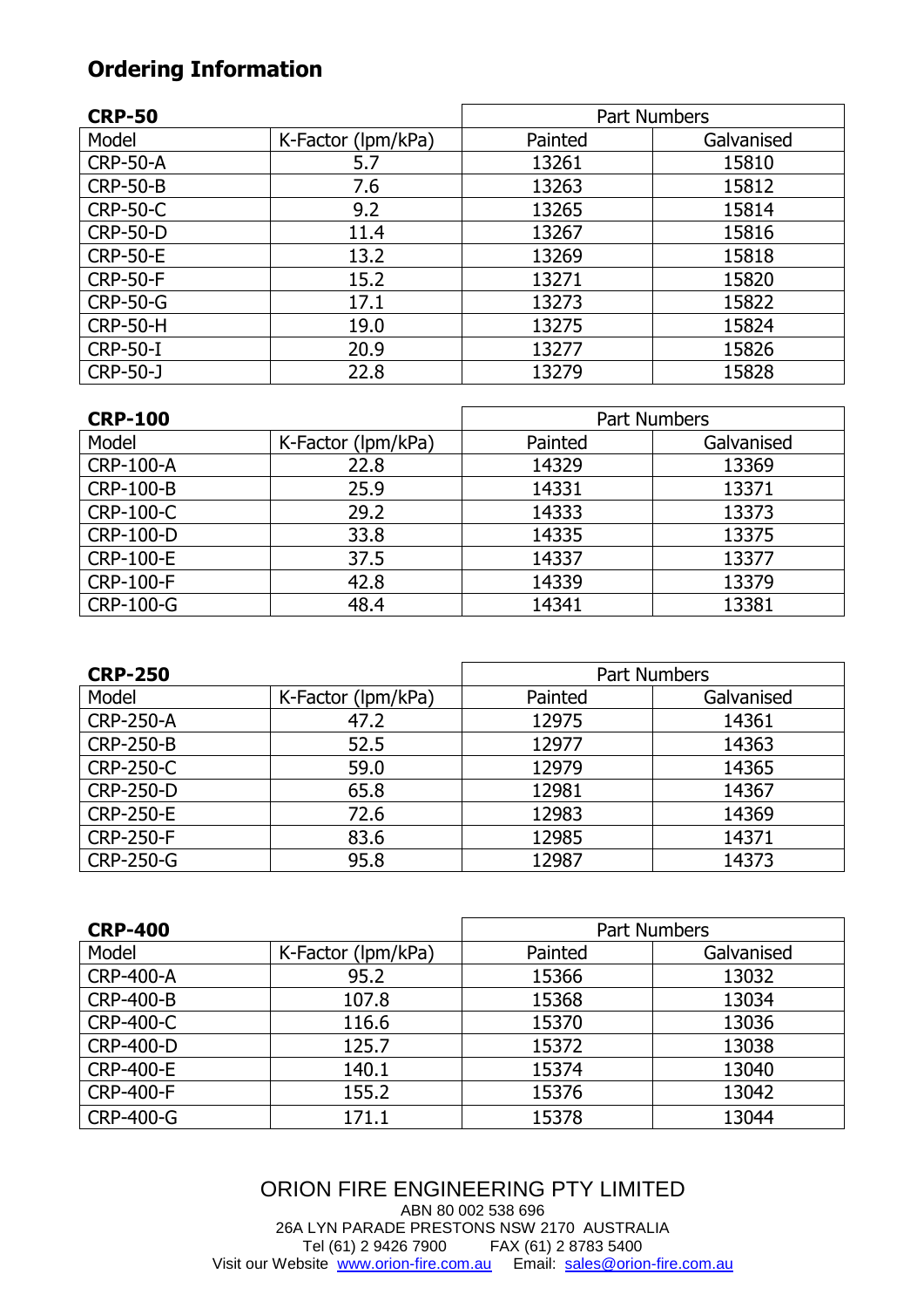# Ordering Information

| **CRP-50** | | Part Numbers | |
|---|---|---|---|
| Model | K-Factor (lpm/kPa) | Painted | Galvanised |
| CRP-50-A | 5.7 | 13261 | 15810 |
| CRP-50-B | 7.6 | 13263 | 15812 |
| CRP-50-C | 9.2 | 13265 | 15814 |
| CRP-50-D | 11.4 | 13267 | 15816 |
| CRP-50-E | 13.2 | 13269 | 15818 |
| CRP-50-F | 15.2 | 13271 | 15820 |
| CRP-50-G | 17.1 | 13273 | 15822 |
| CRP-50-H | 19.0 | 13275 | 15824 |
| CRP-50-I | 20.9 | 13277 | 15826 |
| CRP-50-J | 22.8 | 13279 | 15828 |

| **CRP-100** | | Part Numbers | |
|---|---|---|---|
| Model | K-Factor (lpm/kPa) | Painted | Galvanised |
| CRP-100-A | 22.8 | 14329 | 13369 |
| CRP-100-B | 25.9 | 14331 | 13371 |
| CRP-100-C | 29.2 | 14333 | 13373 |
| CRP-100-D | 33.8 | 14335 | 13375 |
| CRP-100-E | 37.5 | 14337 | 13377 |
| CRP-100-F | 42.8 | 14339 | 13379 |
| CRP-100-G | 48.4 | 14341 | 13381 |

| **CRP-250** | | Part Numbers | |
|---|---|---|---|
| Model | K-Factor (lpm/kPa) | Painted | Galvanised |
| CRP-250-A | 47.2 | 12975 | 14361 |
| CRP-250-B | 52.5 | 12977 | 14363 |
| CRP-250-C | 59.0 | 12979 | 14365 |
| CRP-250-D | 65.8 | 12981 | 14367 |
| CRP-250-E | 72.6 | 12983 | 14369 |
| CRP-250-F | 83.6 | 12985 | 14371 |
| CRP-250-G | 95.8 | 12987 | 14373 |

| **CRP-400** | | Part Numbers | |
|---|---|---|---|
| Model | K-Factor (lpm/kPa) | Painted | Galvanised |
| CRP-400-A | 95.2 | 15366 | 13032 |
| CRP-400-B | 107.8 | 15368 | 13034 |
| CRP-400-C | 116.6 | 15370 | 13036 |
| CRP-400-D | 125.7 | 15372 | 13038 |
| CRP-400-E | 140.1 | 15374 | 13040 |
| CRP-400-F | 155.2 | 15376 | 13042 |
| CRP-400-G | 171.1 | 15378 | 13044 |

ORION FIRE ENGINEERING PTY LIMITED
ABN 80 002 538 696
26A LYN PARADE PRESTONS NSW 2170 AUSTRALIA
Tel (61) 2 9426 7900 FAX (61) 2 8783 5400
Visit our Website www.orion-fire.com.au Email: sales@orion-fire.com.au